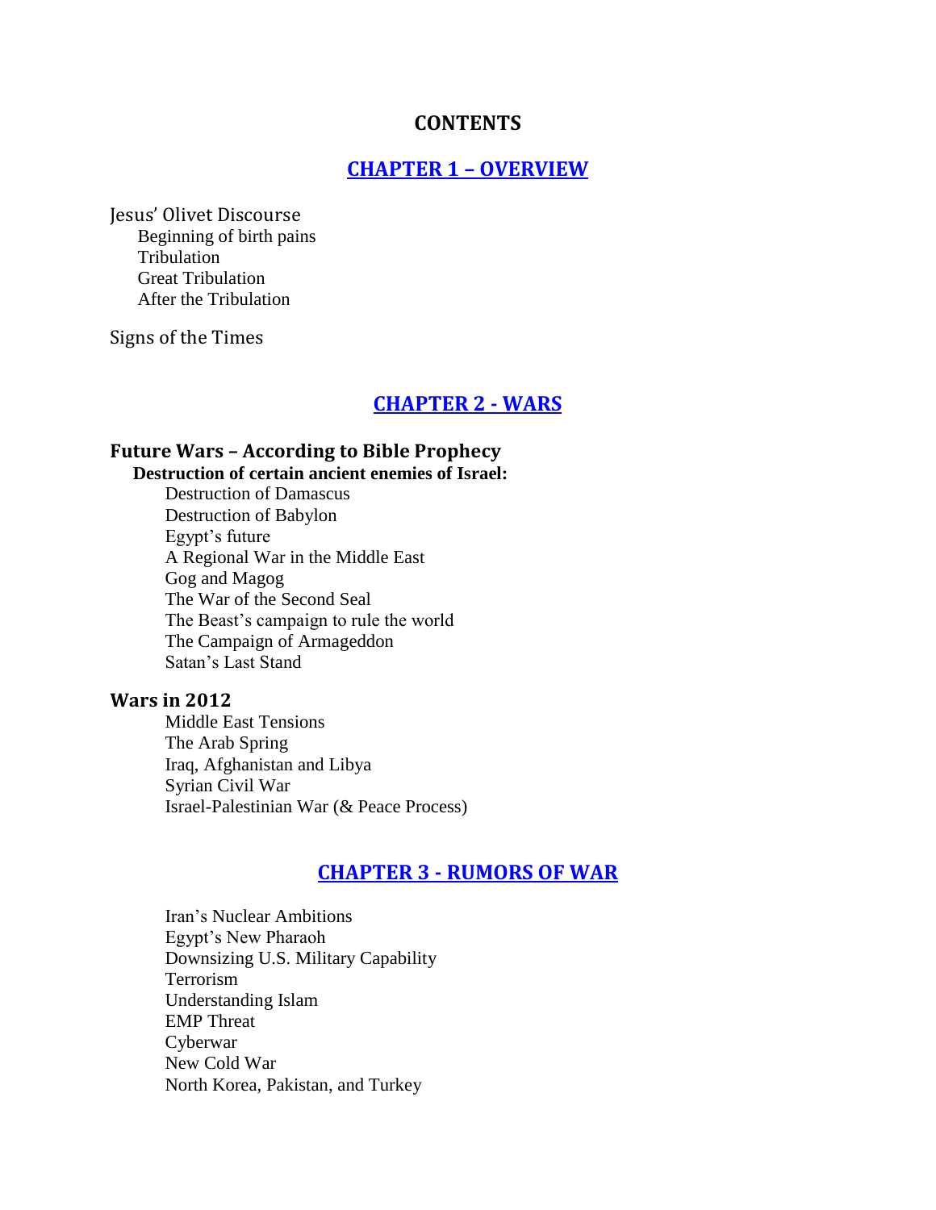# CONTENTS

## CHAPTER 1 – OVERVIEW

Jesus' Olivet Discourse

- Beginning of birth pains
- Tribulation
- Great Tribulation
- After the Tribulation

Signs of the Times

## CHAPTER 2 - WARS

### Future Wars – According to Bible Prophecy

**Destruction of certain ancient enemies of Israel:**

- Destruction of Damascus
- Destruction of Babylon
- Egypt's future
- A Regional War in the Middle East
- Gog and Magog
- The War of the Second Seal
- The Beast's campaign to rule the world
- The Campaign of Armageddon
- Satan's Last Stand

### Wars in 2012

- Middle East Tensions
- The Arab Spring
- Iraq, Afghanistan and Libya
- Syrian Civil War
- Israel-Palestinian War (& Peace Process)

## CHAPTER 3 - RUMORS OF WAR

- Iran's Nuclear Ambitions
- Egypt's New Pharaoh
- Downsizing U.S. Military Capability
- Terrorism
- Understanding Islam
- EMP Threat
- Cyberwar
- New Cold War
- North Korea, Pakistan, and Turkey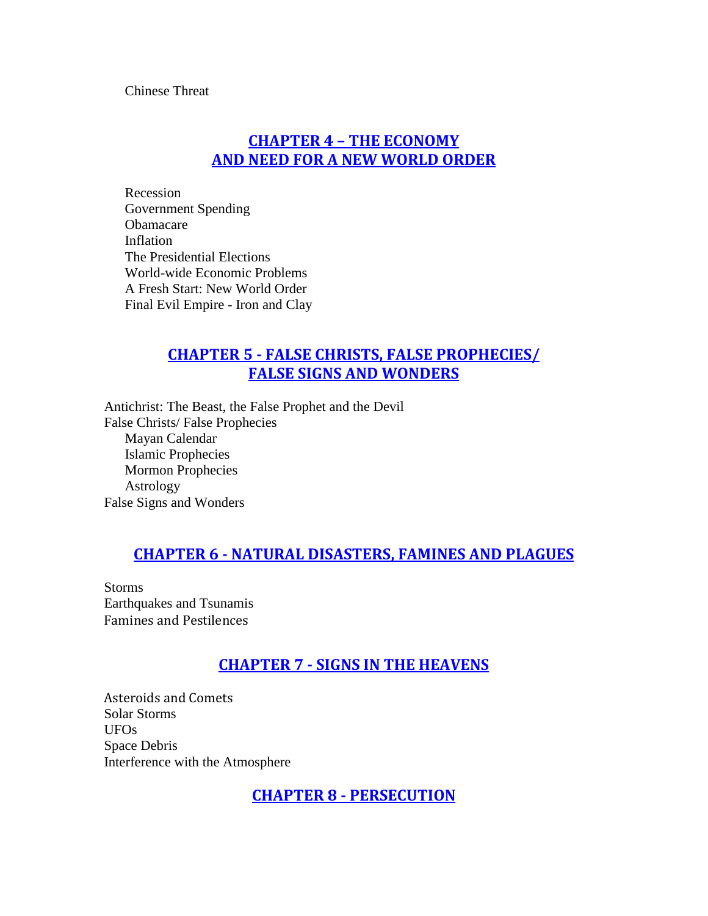Chinese Threat

## CHAPTER 4 – THE ECONOMY AND NEED FOR A NEW WORLD ORDER

Recession
Government Spending
Obamacare
Inflation
The Presidential Elections
World-wide Economic Problems
A Fresh Start: New World Order
Final Evil Empire - Iron and Clay

## CHAPTER 5 - FALSE CHRISTS, FALSE PROPHECIES/ FALSE SIGNS AND WONDERS

Antichrist: The Beast, the False Prophet and the Devil
False Christs/ False Prophecies
- Mayan Calendar
- Islamic Prophecies
- Mormon Prophecies
- Astrology

False Signs and Wonders

## CHAPTER 6 - NATURAL DISASTERS, FAMINES AND PLAGUES

Storms
Earthquakes and Tsunamis
Famines and Pestilences

## CHAPTER 7 - SIGNS IN THE HEAVENS

Asteroids and Comets
Solar Storms
UFOs
Space Debris
Interference with the Atmosphere

## CHAPTER 8 - PERSECUTION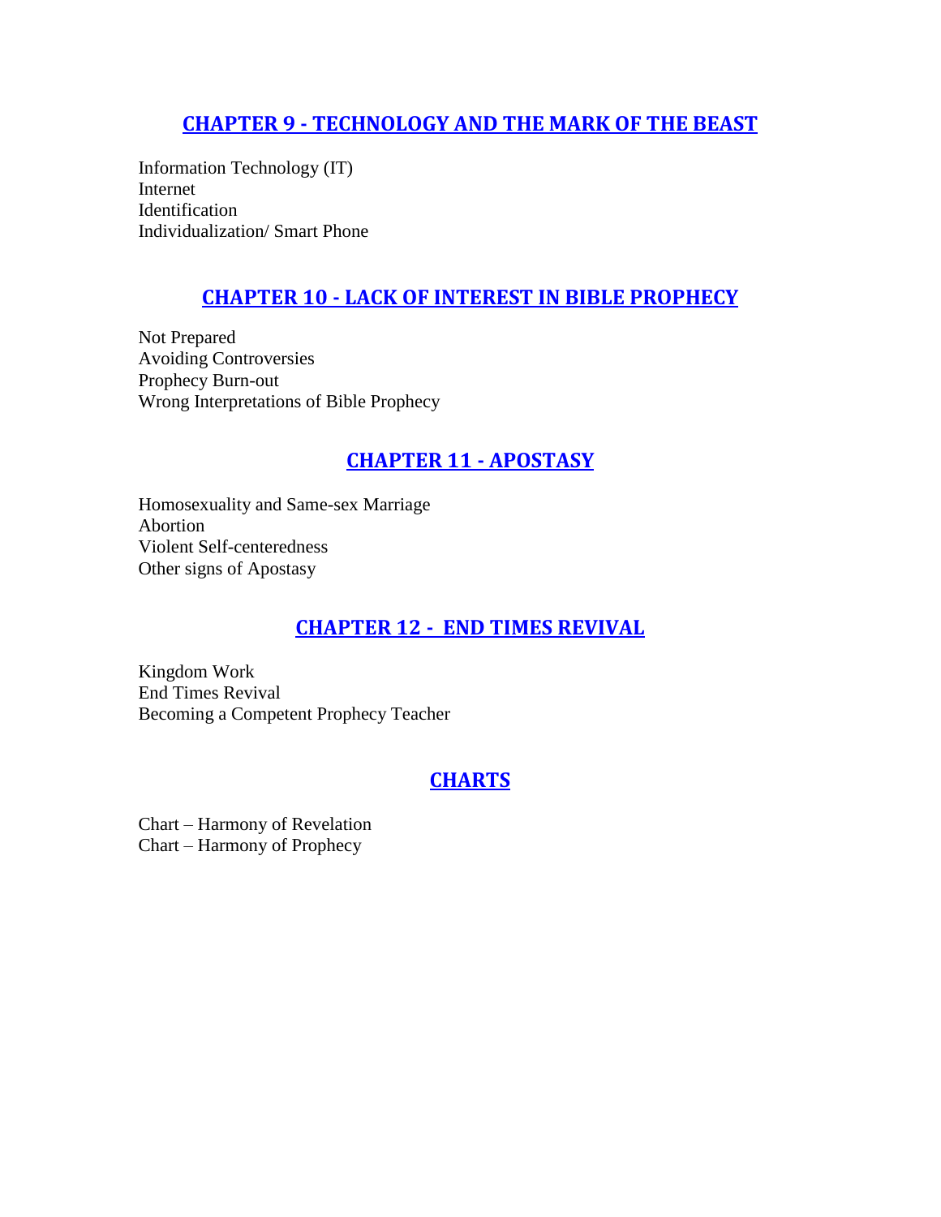## [CHAPTER 9 - TECHNOLOGY AND THE MARK OF THE BEAST]

Information Technology (IT)
Internet
Identification
Individualization/ Smart Phone

## [CHAPTER 10 - LACK OF INTEREST IN BIBLE PROPHECY]

Not Prepared
Avoiding Controversies
Prophecy Burn-out
Wrong Interpretations of Bible Prophecy

## [CHAPTER 11 - APOSTASY]

Homosexuality and Same-sex Marriage
Abortion
Violent Self-centeredness
Other signs of Apostasy

## [CHAPTER 12 - END TIMES REVIVAL]

Kingdom Work
End Times Revival
Becoming a Competent Prophecy Teacher

## [CHARTS]

Chart – Harmony of Revelation
Chart – Harmony of Prophecy